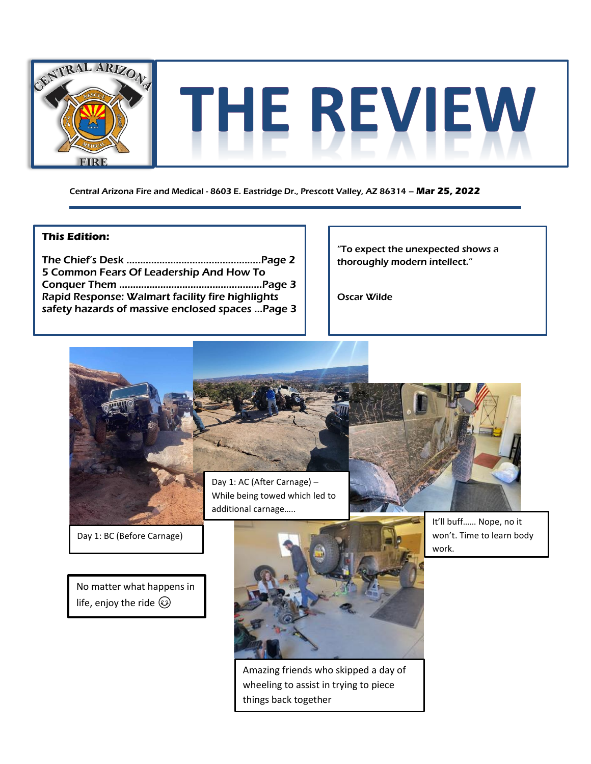# THE REVIEW

Central Arizona Fire and Medical - 8603 E. Eastridge Dr., Prescott Valley, AZ 86314 – **Mar 25, 2022**

**This Edition:**

The Chief's Desk ................................................Page 2
5 Common Fears Of Leadership And How To Conquer Them ...................................................Page 3
Rapid Response: Walmart facility fire highlights safety hazards of massive enclosed spaces ...Page 3

*"To expect the unexpected shows a thoroughly modern intellect."*

Oscar Wilde

Day 1: BC (Before Carnage)

Day 1: AC (After Carnage) – While being towed which led to additional carnage…..

It'll buff…… Nope, no it won't. Time to learn body work.

No matter what happens in life, enjoy the ride 😉

Amazing friends who skipped a day of wheeling to assist in trying to piece things back together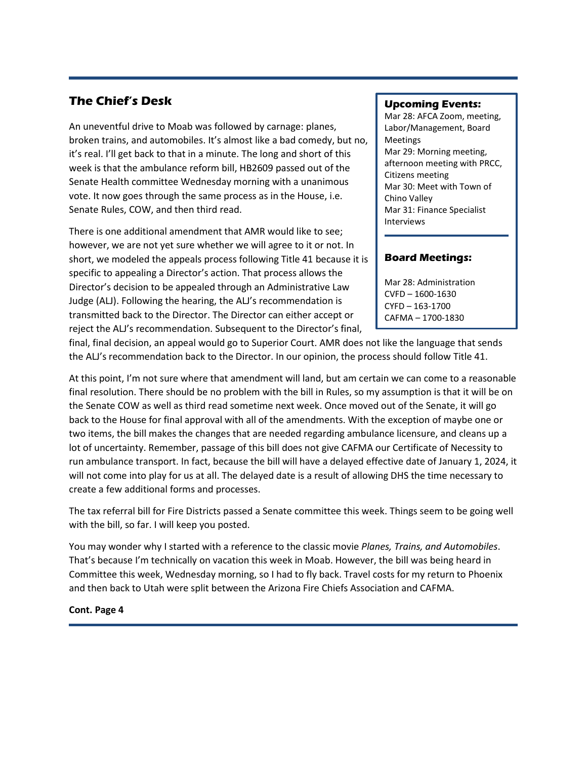## The Chief's Desk

An uneventful drive to Moab was followed by carnage: planes, broken trains, and automobiles. It's almost like a bad comedy, but no, it's real. I'll get back to that in a minute. The long and short of this week is that the ambulance reform bill, HB2609 passed out of the Senate Health committee Wednesday morning with a unanimous vote. It now goes through the same process as in the House, i.e. Senate Rules, COW, and then third read.

There is one additional amendment that AMR would like to see; however, we are not yet sure whether we will agree to it or not. In short, we modeled the appeals process following Title 41 because it is specific to appealing a Director's action. That process allows the Director's decision to be appealed through an Administrative Law Judge (ALJ). Following the hearing, the ALJ's recommendation is transmitted back to the Director. The Director can either accept or reject the ALJ's recommendation. Subsequent to the Director's final, final, final decision, an appeal would go to Superior Court. AMR does not like the language that sends the ALJ's recommendation back to the Director. In our opinion, the process should follow Title 41.

At this point, I'm not sure where that amendment will land, but am certain we can come to a reasonable final resolution. There should be no problem with the bill in Rules, so my assumption is that it will be on the Senate COW as well as third read sometime next week. Once moved out of the Senate, it will go back to the House for final approval with all of the amendments. With the exception of maybe one or two items, the bill makes the changes that are needed regarding ambulance licensure, and cleans up a lot of uncertainty. Remember, passage of this bill does not give CAFMA our Certificate of Necessity to run ambulance transport. In fact, because the bill will have a delayed effective date of January 1, 2024, it will not come into play for us at all. The delayed date is a result of allowing DHS the time necessary to create a few additional forms and processes.

The tax referral bill for Fire Districts passed a Senate committee this week. Things seem to be going well with the bill, so far. I will keep you posted.

You may wonder why I started with a reference to the classic movie *Planes, Trains, and Automobiles*. That's because I'm technically on vacation this week in Moab. However, the bill was being heard in Committee this week, Wednesday morning, so I had to fly back. Travel costs for my return to Phoenix and then back to Utah were split between the Arizona Fire Chiefs Association and CAFMA.

**Cont. Page 4**

### Upcoming Events:

Mar 28: AFCA Zoom, meeting, Labor/Management, Board Meetings
Mar 29: Morning meeting, afternoon meeting with PRCC, Citizens meeting
Mar 30: Meet with Town of Chino Valley
Mar 31: Finance Specialist Interviews

### Board Meetings:

Mar 28: Administration
CVFD – 1600-1630
CYFD – 163-1700
CAFMA – 1700-1830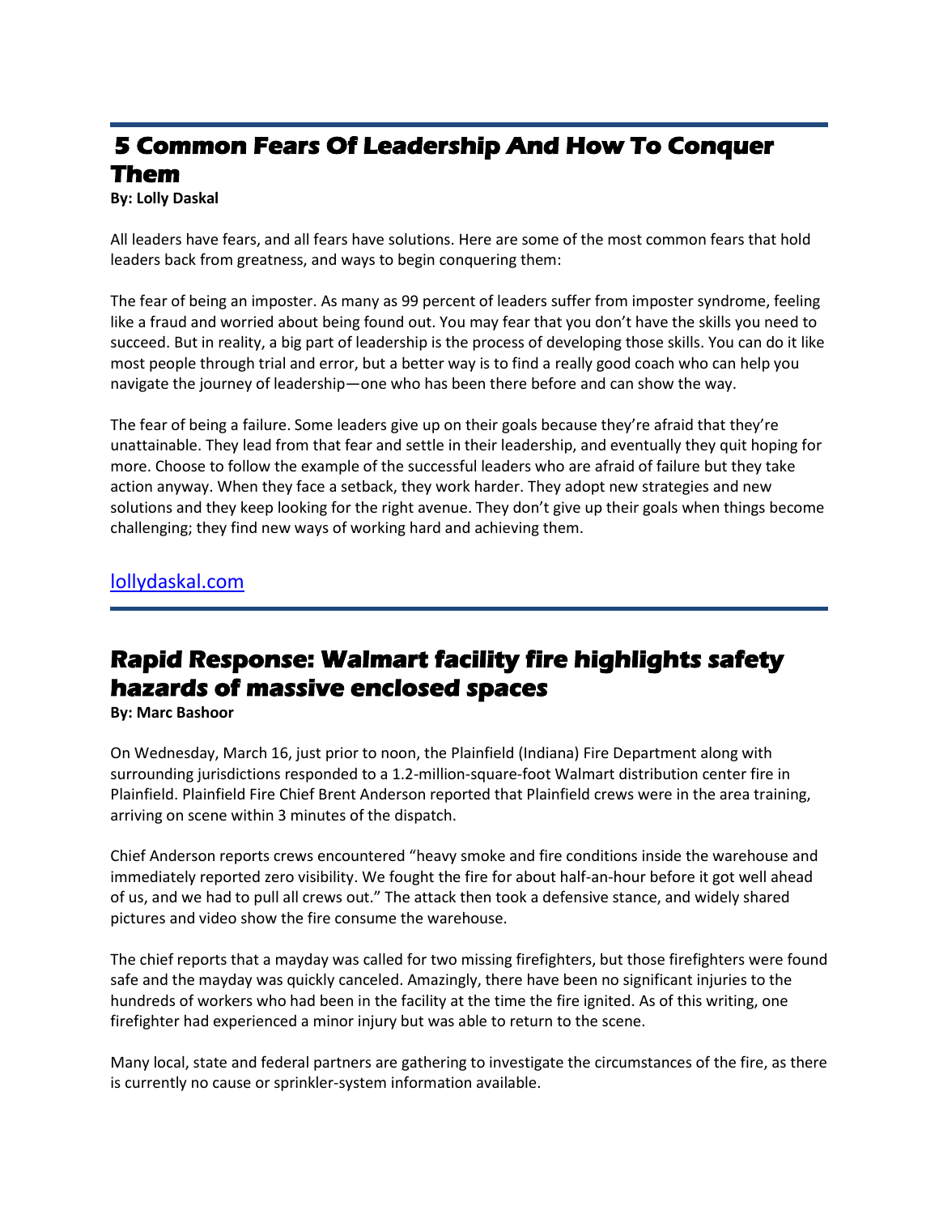## 5 Common Fears Of Leadership And How To Conquer Them

**By: Lolly Daskal**

All leaders have fears, and all fears have solutions. Here are some of the most common fears that hold leaders back from greatness, and ways to begin conquering them:

The fear of being an imposter. As many as 99 percent of leaders suffer from imposter syndrome, feeling like a fraud and worried about being found out. You may fear that you don't have the skills you need to succeed. But in reality, a big part of leadership is the process of developing those skills. You can do it like most people through trial and error, but a better way is to find a really good coach who can help you navigate the journey of leadership—one who has been there before and can show the way.

The fear of being a failure. Some leaders give up on their goals because they're afraid that they're unattainable. They lead from that fear and settle in their leadership, and eventually they quit hoping for more. Choose to follow the example of the successful leaders who are afraid of failure but they take action anyway. When they face a setback, they work harder. They adopt new strategies and new solutions and they keep looking for the right avenue. They don't give up their goals when things become challenging; they find new ways of working hard and achieving them.

[lollydaskal.com](lollydaskal.com)

## Rapid Response: Walmart facility fire highlights safety hazards of massive enclosed spaces

**By: Marc Bashoor**

On Wednesday, March 16, just prior to noon, the Plainfield (Indiana) Fire Department along with surrounding jurisdictions responded to a 1.2-million-square-foot Walmart distribution center fire in Plainfield. Plainfield Fire Chief Brent Anderson reported that Plainfield crews were in the area training, arriving on scene within 3 minutes of the dispatch.

Chief Anderson reports crews encountered "heavy smoke and fire conditions inside the warehouse and immediately reported zero visibility. We fought the fire for about half-an-hour before it got well ahead of us, and we had to pull all crews out." The attack then took a defensive stance, and widely shared pictures and video show the fire consume the warehouse.

The chief reports that a mayday was called for two missing firefighters, but those firefighters were found safe and the mayday was quickly canceled. Amazingly, there have been no significant injuries to the hundreds of workers who had been in the facility at the time the fire ignited. As of this writing, one firefighter had experienced a minor injury but was able to return to the scene.

Many local, state and federal partners are gathering to investigate the circumstances of the fire, as there is currently no cause or sprinkler-system information available.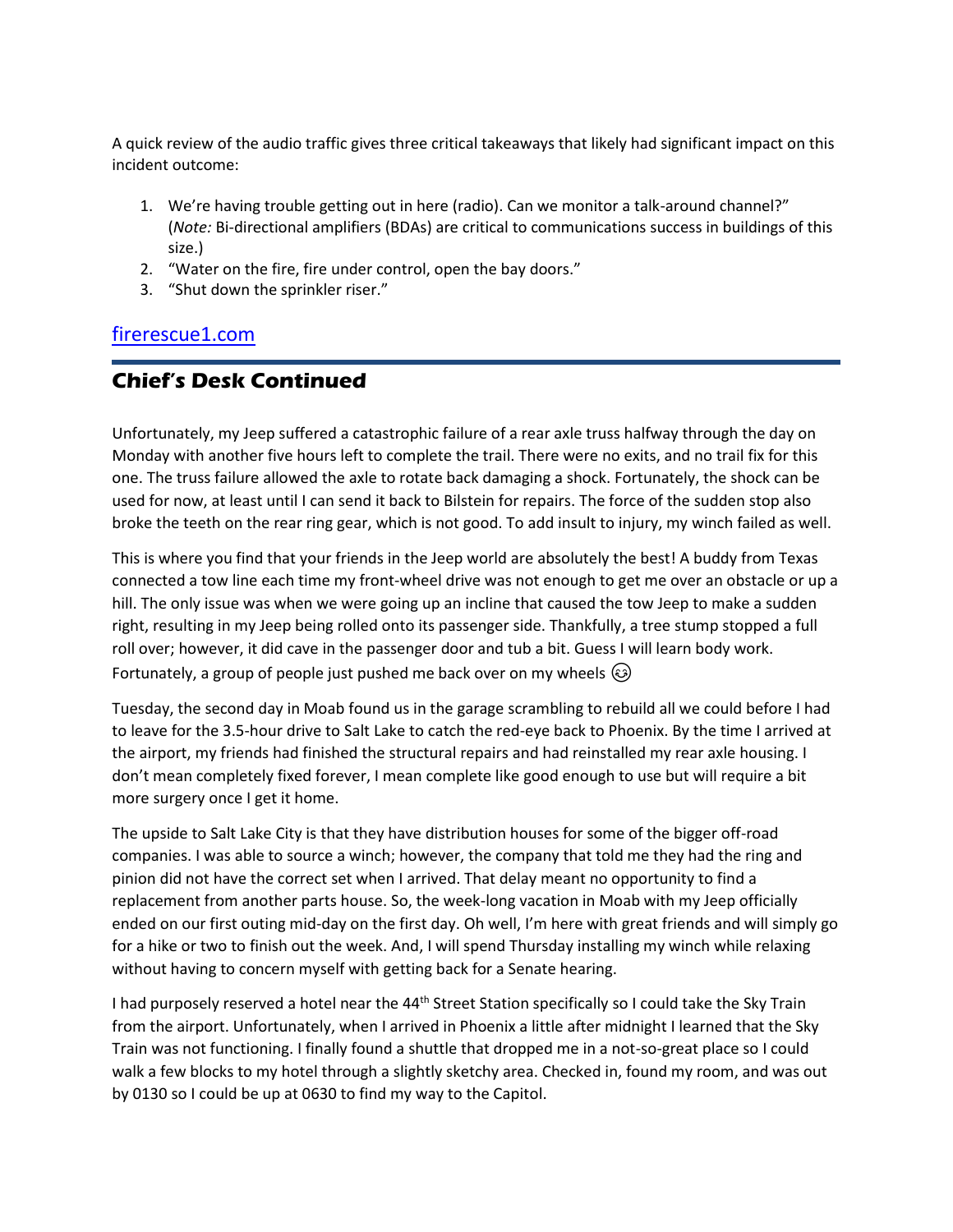A quick review of the audio traffic gives three critical takeaways that likely had significant impact on this incident outcome:

1. We're having trouble getting out in here (radio). Can we monitor a talk-around channel?" (*Note:* Bi-directional amplifiers (BDAs) are critical to communications success in buildings of this size.)
2. "Water on the fire, fire under control, open the bay doors."
3. "Shut down the sprinkler riser."

[firerescue1.com](firerescue1.com)

---

## Chief's Desk Continued

Unfortunately, my Jeep suffered a catastrophic failure of a rear axle truss halfway through the day on Monday with another five hours left to complete the trail. There were no exits, and no trail fix for this one. The truss failure allowed the axle to rotate back damaging a shock. Fortunately, the shock can be used for now, at least until I can send it back to Bilstein for repairs. The force of the sudden stop also broke the teeth on the rear ring gear, which is not good. To add insult to injury, my winch failed as well.

This is where you find that your friends in the Jeep world are absolutely the best! A buddy from Texas connected a tow line each time my front-wheel drive was not enough to get me over an obstacle or up a hill. The only issue was when we were going up an incline that caused the tow Jeep to make a sudden right, resulting in my Jeep being rolled onto its passenger side. Thankfully, a tree stump stopped a full roll over; however, it did cave in the passenger door and tub a bit. Guess I will learn body work. Fortunately, a group of people just pushed me back over on my wheels 😉

Tuesday, the second day in Moab found us in the garage scrambling to rebuild all we could before I had to leave for the 3.5-hour drive to Salt Lake to catch the red-eye back to Phoenix. By the time I arrived at the airport, my friends had finished the structural repairs and had reinstalled my rear axle housing. I don't mean completely fixed forever, I mean complete like good enough to use but will require a bit more surgery once I get it home.

The upside to Salt Lake City is that they have distribution houses for some of the bigger off-road companies. I was able to source a winch; however, the company that told me they had the ring and pinion did not have the correct set when I arrived. That delay meant no opportunity to find a replacement from another parts house. So, the week-long vacation in Moab with my Jeep officially ended on our first outing mid-day on the first day. Oh well, I'm here with great friends and will simply go for a hike or two to finish out the week. And, I will spend Thursday installing my winch while relaxing without having to concern myself with getting back for a Senate hearing.

I had purposely reserved a hotel near the 44th Street Station specifically so I could take the Sky Train from the airport. Unfortunately, when I arrived in Phoenix a little after midnight I learned that the Sky Train was not functioning. I finally found a shuttle that dropped me in a not-so-great place so I could walk a few blocks to my hotel through a slightly sketchy area. Checked in, found my room, and was out by 0130 so I could be up at 0630 to find my way to the Capitol.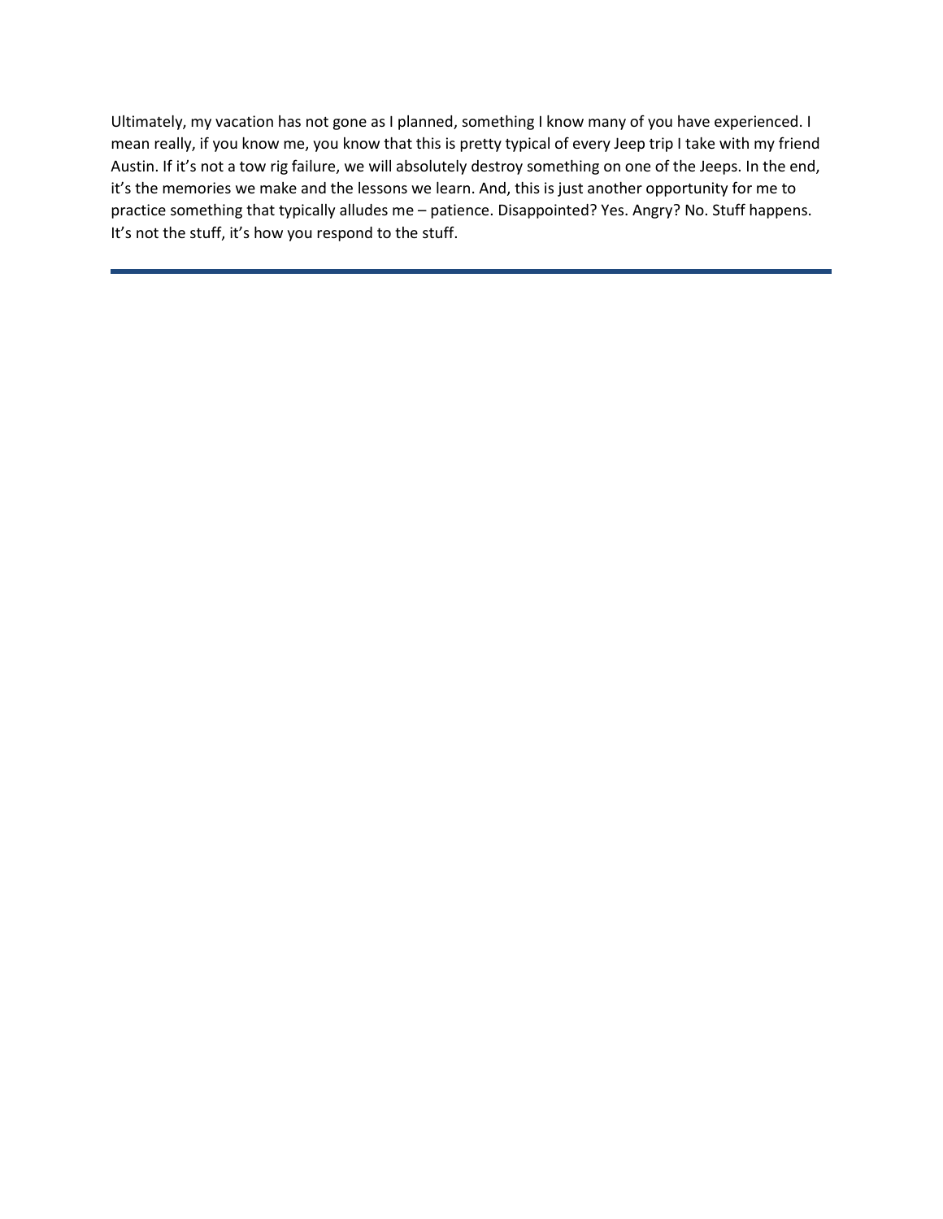Ultimately, my vacation has not gone as I planned, something I know many of you have experienced. I mean really, if you know me, you know that this is pretty typical of every Jeep trip I take with my friend Austin. If it's not a tow rig failure, we will absolutely destroy something on one of the Jeeps. In the end, it's the memories we make and the lessons we learn. And, this is just another opportunity for me to practice something that typically alludes me – patience. Disappointed? Yes. Angry? No. Stuff happens. It's not the stuff, it's how you respond to the stuff.

---